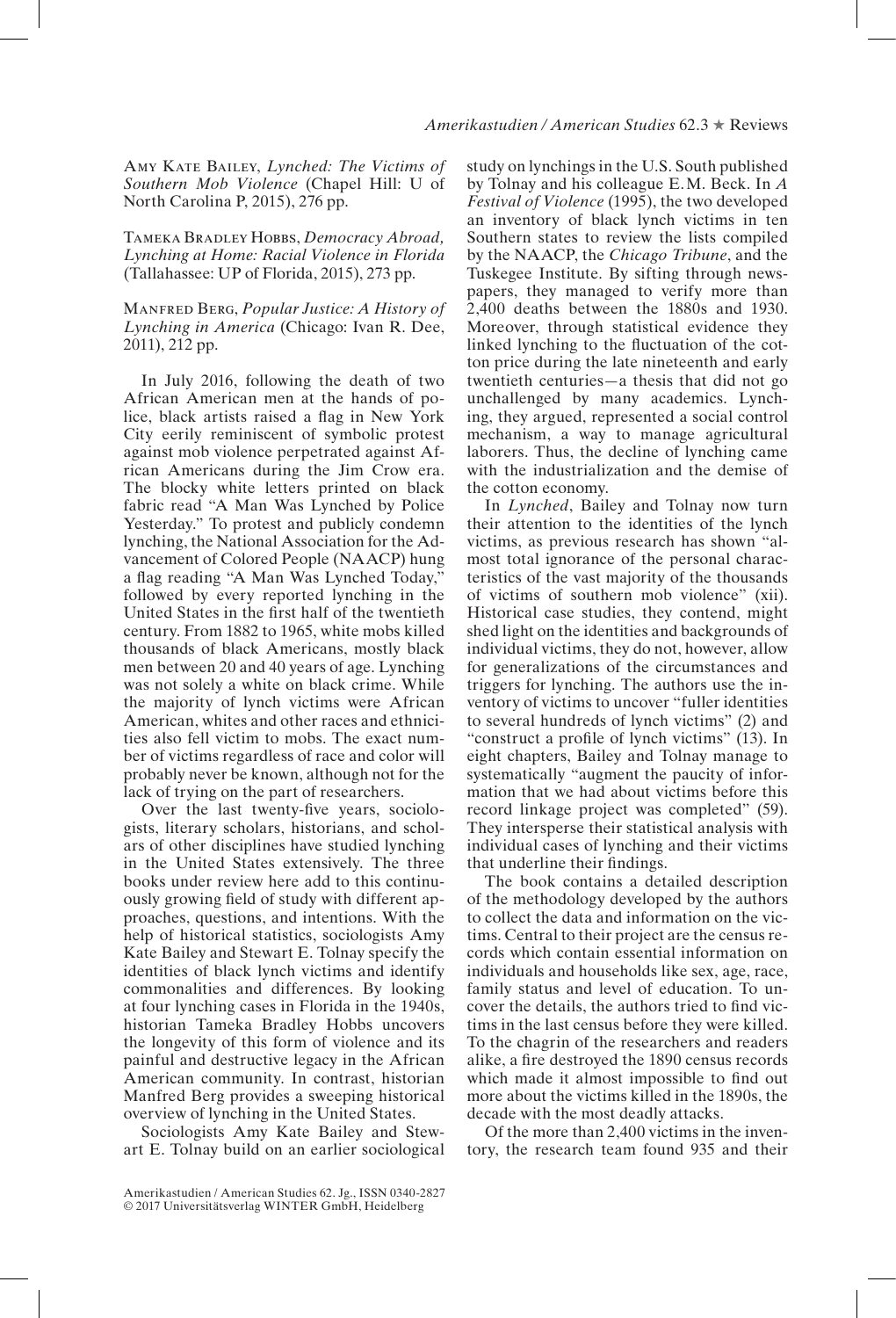Amy Kate Bailey, *Lynched: The Victims of Southern Mob Violence* (Chapel Hill: U of North Carolina P, 2015), 276 pp.

Tameka Bradley Hobbs, *Democracy Abroad, Lynching at Home: Racial Violence in Florida* (Tallahassee: UP of Florida, 2015), 273 pp.

Manfred Berg, *Popular Justice: A History of Lynching in America* (Chicago: Ivan R. Dee, 2011), 212 pp.

In July 2016, following the death of two African American men at the hands of police, black artists raised a flag in New York City eerily reminiscent of symbolic protest against mob violence perpetrated against African Americans during the Jim Crow era. The blocky white letters printed on black fabric read "A Man Was Lynched by Police Yesterday." To protest and publicly condemn lynching, the National Association for the Advancement of Colored People (NAACP) hung a flag reading "A Man Was Lynched Today," followed by every reported lynching in the United States in the first half of the twentieth century. From 1882 to 1965, white mobs killed thousands of black Americans, mostly black men between 20 and 40 years of age. Lynching was not solely a white on black crime. While the majority of lynch victims were African American, whites and other races and ethnicities also fell victim to mobs. The exact number of victims regardless of race and color will probably never be known, although not for the lack of trying on the part of researchers.

Over the last twenty-five years, sociologists, literary scholars, historians, and scholars of other disciplines have studied lynching in the United States extensively. The three books under review here add to this continuously growing field of study with different approaches, questions, and intentions. With the help of historical statistics, sociologists Amy Kate Bailey and Stewart E. Tolnay specify the identities of black lynch victims and identify commonalities and differences. By looking at four lynching cases in Florida in the 1940s, historian Tameka Bradley Hobbs uncovers the longevity of this form of violence and its painful and destructive legacy in the African American community. In contrast, historian Manfred Berg provides a sweeping historical overview of lynching in the United States.

Sociologists Amy Kate Bailey and Stewart E. Tolnay build on an earlier sociological study on lynchings in the U.S. South published by Tolnay and his colleague E.M. Beck. In *A Festival of Violence* (1995), the two developed an inventory of black lynch victims in ten Southern states to review the lists compiled by the NAACP, the *Chicago Tribune*, and the Tuskegee Institute. By sifting through newspapers, they managed to verify more than 2,400 deaths between the 1880s and 1930. Moreover, through statistical evidence they linked lynching to the fluctuation of the cotton price during the late nineteenth and early twentieth centuries—a thesis that did not go unchallenged by many academics. Lynching, they argued, represented a social control mechanism, a way to manage agricultural laborers. Thus, the decline of lynching came with the industrialization and the demise of the cotton economy.

In *Lynched*, Bailey and Tolnay now turn their attention to the identities of the lynch victims, as previous research has shown "almost total ignorance of the personal characteristics of the vast majority of the thousands of victims of southern mob violence" (xii). Historical case studies, they contend, might shed light on the identities and backgrounds of individual victims, they do not, however, allow for generalizations of the circumstances and triggers for lynching. The authors use the inventory of victims to uncover "fuller identities to several hundreds of lynch victims" (2) and "construct a profile of lynch victims" (13). In eight chapters, Bailey and Tolnay manage to systematically "augment the paucity of information that we had about victims before this record linkage project was completed" (59). They intersperse their statistical analysis with individual cases of lynching and their victims that underline their findings.

The book contains a detailed description of the methodology developed by the authors to collect the data and information on the victims. Central to their project are the census records which contain essential information on individuals and households like sex, age, race, family status and level of education. To uncover the details, the authors tried to find victims in the last census before they were killed. To the chagrin of the researchers and readers alike, a fire destroyed the 1890 census records which made it almost impossible to find out more about the victims killed in the 1890s, the decade with the most deadly attacks.

Of the more than 2,400 victims in the inventory, the research team found 935 and their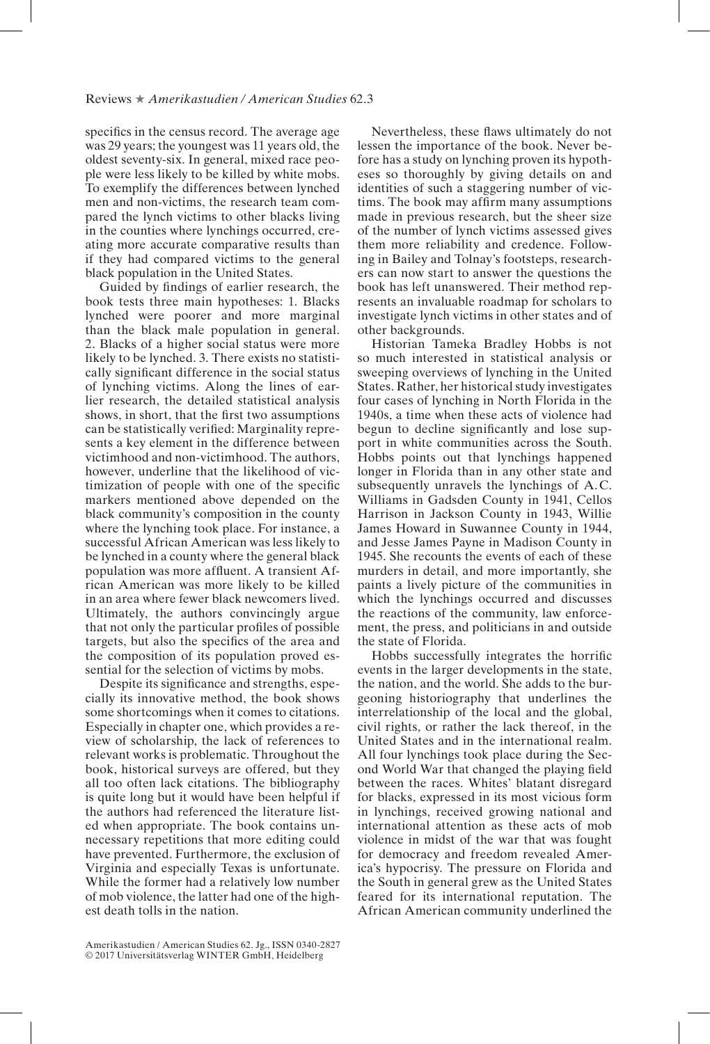specifics in the census record. The average age was 29 years; the youngest was 11 years old, the oldest seventy-six. In general, mixed race people were less likely to be killed by white mobs. To exemplify the differences between lynched men and non-victims, the research team compared the lynch victims to other blacks living in the counties where lynchings occurred, creating more accurate comparative results than if they had compared victims to the general black population in the United States.

Guided by findings of earlier research, the book tests three main hypotheses: 1. Blacks lynched were poorer and more marginal than the black male population in general. 2. Blacks of a higher social status were more likely to be lynched. 3. There exists no statistically significant difference in the social status of lynching victims. Along the lines of earlier research, the detailed statistical analysis shows, in short, that the first two assumptions can be statistically verified: Marginality represents a key element in the difference between victimhood and non-victimhood. The authors, however, underline that the likelihood of victimization of people with one of the specific markers mentioned above depended on the black community's composition in the county where the lynching took place. For instance, a successful African American was less likely to be lynched in a county where the general black population was more affluent. A transient African American was more likely to be killed in an area where fewer black newcomers lived. Ultimately, the authors convincingly argue that not only the particular profiles of possible targets, but also the specifics of the area and the composition of its population proved essential for the selection of victims by mobs.

Despite its significance and strengths, especially its innovative method, the book shows some shortcomings when it comes to citations. Especially in chapter one, which provides a review of scholarship, the lack of references to relevant works is problematic. Throughout the book, historical surveys are offered, but they all too often lack citations. The bibliography is quite long but it would have been helpful if the authors had referenced the literature listed when appropriate. The book contains unnecessary repetitions that more editing could have prevented. Furthermore, the exclusion of Virginia and especially Texas is unfortunate. While the former had a relatively low number of mob violence, the latter had one of the highest death tolls in the nation.

Nevertheless, these flaws ultimately do not lessen the importance of the book. Never before has a study on lynching proven its hypotheses so thoroughly by giving details on and identities of such a staggering number of victims. The book may affirm many assumptions made in previous research, but the sheer size of the number of lynch victims assessed gives them more reliability and credence. Following in Bailey and Tolnay's footsteps, researchers can now start to answer the questions the book has left unanswered. Their method represents an invaluable roadmap for scholars to investigate lynch victims in other states and of other backgrounds.

Historian Tameka Bradley Hobbs is not so much interested in statistical analysis or sweeping overviews of lynching in the United States. Rather, her historical study investigates four cases of lynching in North Florida in the 1940s, a time when these acts of violence had begun to decline significantly and lose support in white communities across the South. Hobbs points out that lynchings happened longer in Florida than in any other state and subsequently unravels the lynchings of A.C. Williams in Gadsden County in 1941, Cellos Harrison in Jackson County in 1943, Willie James Howard in Suwannee County in 1944, and Jesse James Payne in Madison County in 1945. She recounts the events of each of these murders in detail, and more importantly, she paints a lively picture of the communities in which the lynchings occurred and discusses the reactions of the community, law enforcement, the press, and politicians in and outside the state of Florida.

Hobbs successfully integrates the horrific events in the larger developments in the state, the nation, and the world. She adds to the burgeoning historiography that underlines the interrelationship of the local and the global, civil rights, or rather the lack thereof, in the United States and in the international realm. All four lynchings took place during the Second World War that changed the playing field between the races. Whites' blatant disregard for blacks, expressed in its most vicious form in lynchings, received growing national and international attention as these acts of mob violence in midst of the war that was fought for democracy and freedom revealed America's hypocrisy. The pressure on Florida and the South in general grew as the United States feared for its international reputation. The African American community underlined the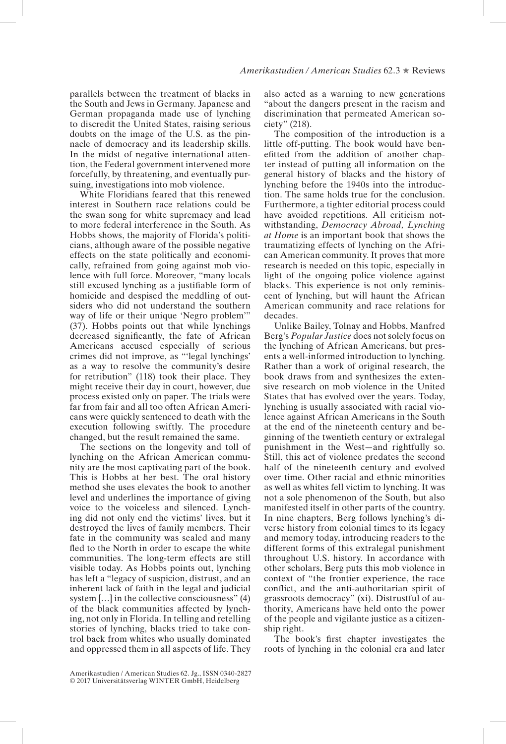parallels between the treatment of blacks in the South and Jews in Germany. Japanese and German propaganda made use of lynching to discredit the United States, raising serious doubts on the image of the U.S. as the pinnacle of democracy and its leadership skills. In the midst of negative international attention, the Federal government intervened more forcefully, by threatening, and eventually pursuing, investigations into mob violence.

White Floridians feared that this renewed interest in Southern race relations could be the swan song for white supremacy and lead to more federal interference in the South. As Hobbs shows, the majority of Florida's politicians, although aware of the possible negative effects on the state politically and economically, refrained from going against mob violence with full force. Moreover, "many locals still excused lynching as a justifiable form of homicide and despised the meddling of outsiders who did not understand the southern way of life or their unique 'Negro problem'" (37). Hobbs points out that while lynchings decreased significantly, the fate of African Americans accused especially of serious crimes did not improve, as "'legal lynchings' as a way to resolve the community's desire for retribution" (118) took their place. They might receive their day in court, however, due process existed only on paper. The trials were far from fair and all too often African Americans were quickly sentenced to death with the execution following swiftly. The procedure changed, but the result remained the same.

The sections on the longevity and toll of lynching on the African American community are the most captivating part of the book. This is Hobbs at her best. The oral history method she uses elevates the book to another level and underlines the importance of giving voice to the voiceless and silenced. Lynching did not only end the victims' lives, but it destroyed the lives of family members. Their fate in the community was sealed and many fled to the North in order to escape the white communities. The long-term effects are still visible today. As Hobbs points out, lynching has left a "legacy of suspicion, distrust, and an inherent lack of faith in the legal and judicial system [...] in the collective consciousness" (4) of the black communities affected by lynching, not only in Florida. In telling and retelling stories of lynching, blacks tried to take control back from whites who usually dominated and oppressed them in all aspects of life. They also acted as a warning to new generations "about the dangers present in the racism and discrimination that permeated American society" (218).

The composition of the introduction is a little off-putting. The book would have benefitted from the addition of another chapter instead of putting all information on the general history of blacks and the history of lynching before the 1940s into the introduction. The same holds true for the conclusion. Furthermore, a tighter editorial process could have avoided repetitions. All criticism notwithstanding, *Democracy Abroad, Lynching at Home* is an important book that shows the traumatizing effects of lynching on the African American community. It proves that more research is needed on this topic, especially in light of the ongoing police violence against blacks. This experience is not only reminiscent of lynching, but will haunt the African American community and race relations for decades.

Unlike Bailey, Tolnay and Hobbs, Manfred Berg's *Popular Justice* does not solely focus on the lynching of African Americans, but presents a well-informed introduction to lynching. Rather than a work of original research, the book draws from and synthesizes the extensive research on mob violence in the United States that has evolved over the years. Today, lynching is usually associated with racial violence against African Americans in the South at the end of the nineteenth century and beginning of the twentieth century or extralegal punishment in the West—and rightfully so. Still, this act of violence predates the second half of the nineteenth century and evolved over time. Other racial and ethnic minorities as well as whites fell victim to lynching. It was not a sole phenomenon of the South, but also manifested itself in other parts of the country. In nine chapters, Berg follows lynching's diverse history from colonial times to its legacy and memory today, introducing readers to the different forms of this extralegal punishment throughout U.S. history. In accordance with other scholars, Berg puts this mob violence in context of "the frontier experience, the race conflict, and the anti-authoritarian spirit of grassroots democracy" (xi). Distrustful of authority, Americans have held onto the power of the people and vigilante justice as a citizenship right.

The book's first chapter investigates the roots of lynching in the colonial era and later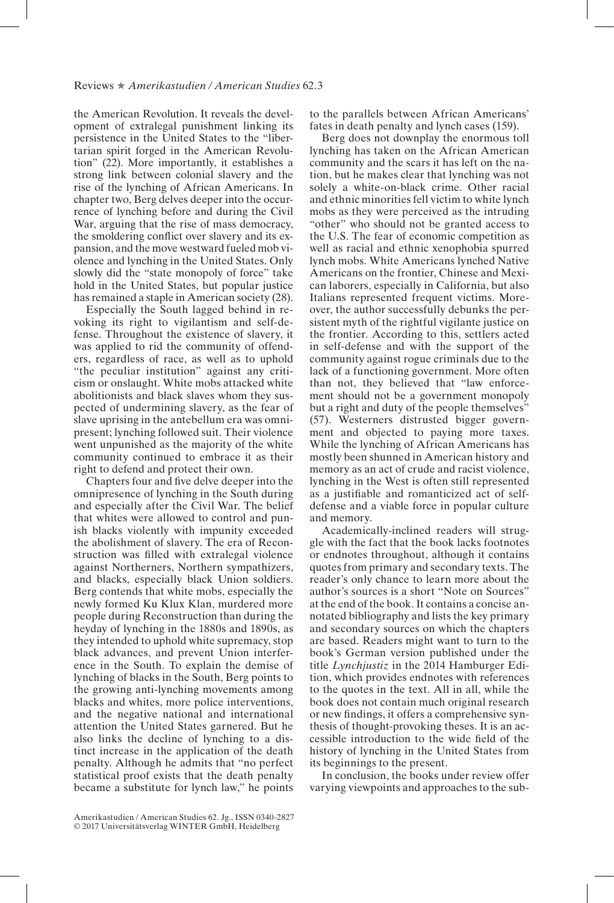the American Revolution. It reveals the development of extralegal punishment linking its persistence in the United States to the "libertarian spirit forged in the American Revolution" (22). More importantly, it establishes a strong link between colonial slavery and the rise of the lynching of African Americans. In chapter two, Berg delves deeper into the occurrence of lynching before and during the Civil War, arguing that the rise of mass democracy, the smoldering conflict over slavery and its expansion, and the move westward fueled mob violence and lynching in the United States. Only slowly did the "state monopoly of force" take hold in the United States, but popular justice has remained a staple in American society (28).

Especially the South lagged behind in revoking its right to vigilantism and self-defense. Throughout the existence of slavery, it was applied to rid the community of offenders, regardless of race, as well as to uphold "the peculiar institution" against any criticism or onslaught. White mobs attacked white abolitionists and black slaves whom they suspected of undermining slavery, as the fear of slave uprising in the antebellum era was omnipresent; lynching followed suit. Their violence went unpunished as the majority of the white community continued to embrace it as their right to defend and protect their own.

Chapters four and five delve deeper into the omnipresence of lynching in the South during and especially after the Civil War. The belief that whites were allowed to control and punish blacks violently with impunity exceeded the abolishment of slavery. The era of Reconstruction was filled with extralegal violence against Northerners, Northern sympathizers, and blacks, especially black Union soldiers. Berg contends that white mobs, especially the newly formed Ku Klux Klan, murdered more people during Reconstruction than during the heyday of lynching in the 1880s and 1890s, as they intended to uphold white supremacy, stop black advances, and prevent Union interference in the South. To explain the demise of lynching of blacks in the South, Berg points to the growing anti-lynching movements among blacks and whites, more police interventions, and the negative national and international attention the United States garnered. But he also links the decline of lynching to a distinct increase in the application of the death penalty. Although he admits that "no perfect statistical proof exists that the death penalty became a substitute for lynch law," he points to the parallels between African Americans' fates in death penalty and lynch cases (159).

Berg does not downplay the enormous toll lynching has taken on the African American community and the scars it has left on the nation, but he makes clear that lynching was not solely a white-on-black crime. Other racial and ethnic minorities fell victim to white lynch mobs as they were perceived as the intruding "other" who should not be granted access to the U.S. The fear of economic competition as well as racial and ethnic xenophobia spurred lynch mobs. White Americans lynched Native Americans on the frontier, Chinese and Mexican laborers, especially in California, but also Italians represented frequent victims. Moreover, the author successfully debunks the persistent myth of the rightful vigilante justice on the frontier. According to this, settlers acted in self-defense and with the support of the community against rogue criminals due to the lack of a functioning government. More often than not, they believed that "law enforcement should not be a government monopoly but a right and duty of the people themselves" (57). Westerners distrusted bigger government and objected to paying more taxes. While the lynching of African Americans has mostly been shunned in American history and memory as an act of crude and racist violence, lynching in the West is often still represented as a justifiable and romanticized act of self-defense and a viable force in popular culture and memory.

Academically-inclined readers will struggle with the fact that the book lacks footnotes or endnotes throughout, although it contains quotes from primary and secondary texts. The reader's only chance to learn more about the author's sources is a short "Note on Sources" at the end of the book. It contains a concise annotated bibliography and lists the key primary and secondary sources on which the chapters are based. Readers might want to turn to the book's German version published under the title *Lynchjustiz* in the 2014 Hamburger Edition, which provides endnotes with references to the quotes in the text. All in all, while the book does not contain much original research or new findings, it offers a comprehensive synthesis of thought-provoking theses. It is an accessible introduction to the wide field of the history of lynching in the United States from its beginnings to the present.

In conclusion, the books under review offer varying viewpoints and approaches to the sub-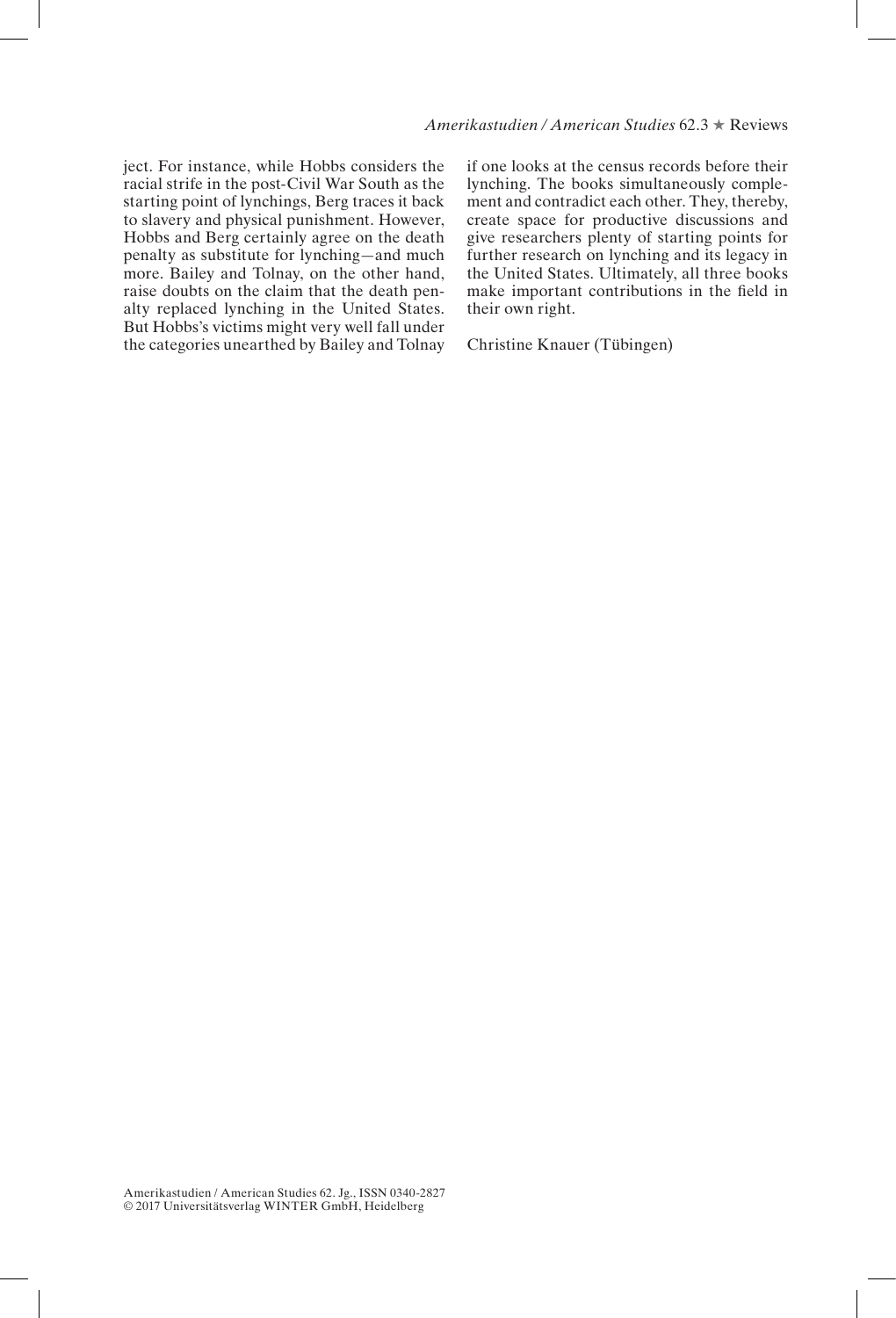ject. For instance, while Hobbs considers the racial strife in the post-Civil War South as the starting point of lynchings, Berg traces it back to slavery and physical punishment. However, Hobbs and Berg certainly agree on the death penalty as substitute for lynching—and much more. Bailey and Tolnay, on the other hand, raise doubts on the claim that the death penalty replaced lynching in the United States. But Hobbs's victims might very well fall under the categories unearthed by Bailey and Tolnay if one looks at the census records before their lynching. The books simultaneously complement and contradict each other. They, thereby, create space for productive discussions and give researchers plenty of starting points for further research on lynching and its legacy in the United States. Ultimately, all three books make important contributions in the field in their own right.

Christine Knauer (Tübingen)

Amerikastudien / American Studies 62. Jg., ISSN 0340-2827
© 2017 Universitätsverlag WINTER GmbH, Heidelberg